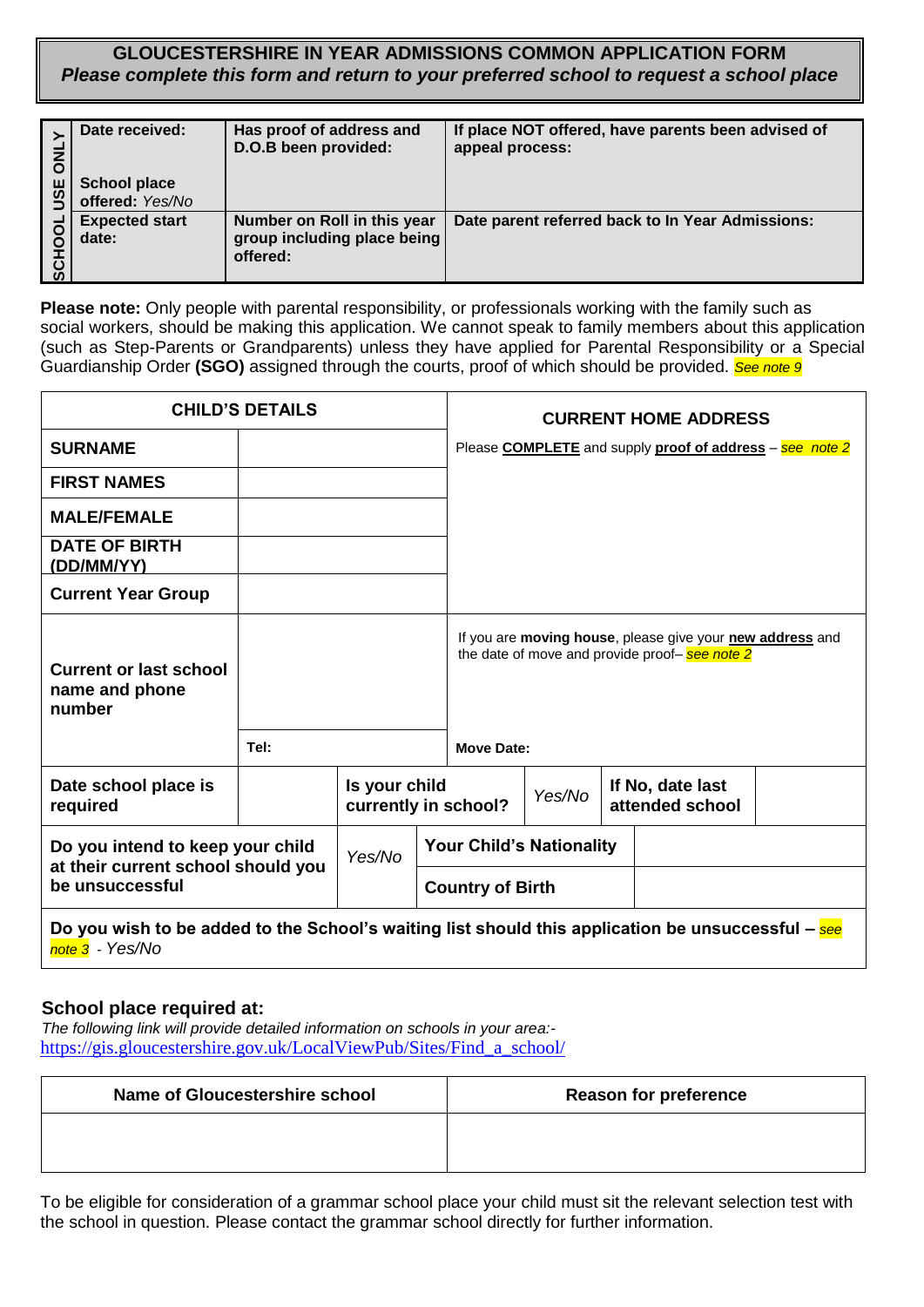# GLOUCESTERSHIRE IN YEAR ADMISSIONS COMMON APPLICATION FORM

***Please complete this form and return to your preferred school to request a school place***

| SCHOOL USE ONLY | Date received:<br><br>School place offered: *Yes/No* | Has proof of address and D.O.B been provided: | If place NOT offered, have parents been advised of appeal process: |
|---|---|---|---|
| | Expected start date: | Number on Roll in this year group including place being offered: | Date parent referred back to In Year Admissions: |

**Please note:** Only people with parental responsibility, or professionals working with the family such as social workers, should be making this application. We cannot speak to family members about this application (such as Step-Parents or Grandparents) unless they have applied for Parental Responsibility or a Special Guardianship Order **(SGO)** assigned through the courts, proof of which should be provided. *See note 9*

| **CHILD'S DETAILS** | | **CURRENT HOME ADDRESS** |
|---|---|---|
| **SURNAME** | | Please **COMPLETE** and supply **proof of address** – *see note 2* |
| **FIRST NAMES** | | |
| **MALE/FEMALE** | | |
| **DATE OF BIRTH (DD/MM/YY)** | | |
| **Current Year Group** | | |
| **Current or last school name and phone number** | | If you are **moving house**, please give your **new address** and the date of move and provide proof– *see note 2* |
| | **Tel:** | **Move Date:** |

| **Date school place is required** | | **Is your child currently in school?** | *Yes/No* | **If No, date last attended school** | |
|---|---|---|---|---|---|
| **Do you intend to keep your child at their current school should you be unsuccessful** | *Yes/No* | **Your Child's Nationality** | | | |
| | | **Country of Birth** | | | |
| **Do you wish to be added to the School's waiting list should this application be unsuccessful –** *see note 3* - *Yes/No* | | | | | |

## School place required at:

*The following link will provide detailed information on schools in your area:-*
https://gis.gloucestershire.gov.uk/LocalViewPub/Sites/Find_a_school/

| Name of Gloucestershire school | Reason for preference |
|---|---|
| | |

To be eligible for consideration of a grammar school place your child must sit the relevant selection test with the school in question. Please contact the grammar school directly for further information.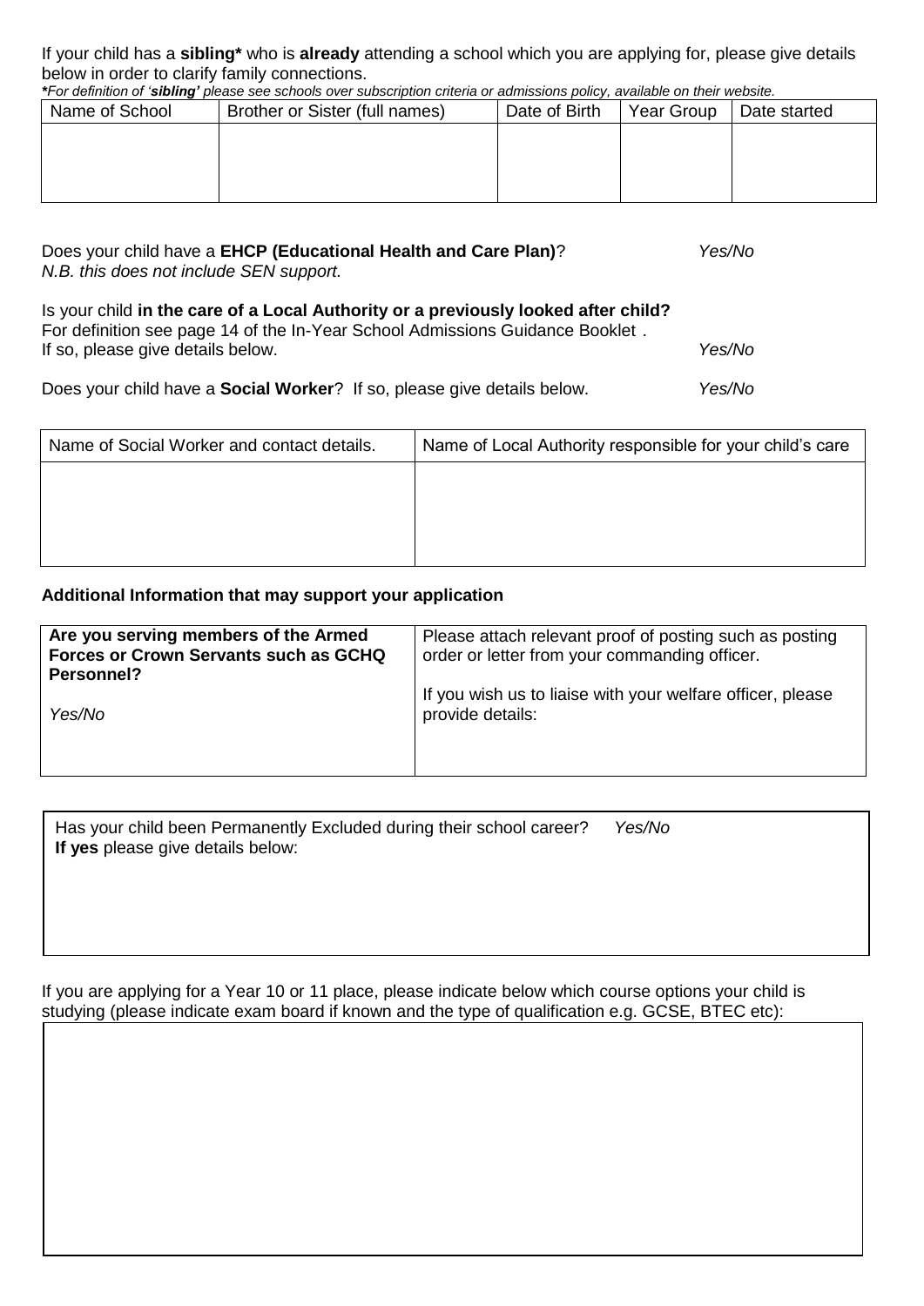If your child has a **sibling*** who is **already** attending a school which you are applying for, please give details below in order to clarify family connections.

***For definition of '*sibling*' please see schools over subscription criteria or admissions policy, available on their website.*

| Name of School | Brother or Sister (full names) | Date of Birth | Year Group | Date started |
|---|---|---|---|---|
| | | | | |

Does your child have a **EHCP (Educational Health and Care Plan)**? *Yes/No*

*N.B. this does not include SEN support.*

Is your child **in the care of a Local Authority or a previously looked after child?**
For definition see page 14 of the In-Year School Admissions Guidance Booklet .
If so, please give details below. *Yes/No*

Does your child have a **Social Worker**? If so, please give details below. *Yes/No*

| Name of Social Worker and contact details. | Name of Local Authority responsible for your child's care |
|---|---|
| | |

**Additional Information that may support your application**

| **Are you serving members of the Armed Forces or Crown Servants such as GCHQ Personnel?** *Yes/No* | Please attach relevant proof of posting such as posting order or letter from your commanding officer. If you wish us to liaise with your welfare officer, please provide details: |
|---|---|

Has your child been Permanently Excluded during their school career? *Yes/No*
**If yes** please give details below:

If you are applying for a Year 10 or 11 place, please indicate below which course options your child is studying (please indicate exam board if known and the type of qualification e.g. GCSE, BTEC etc):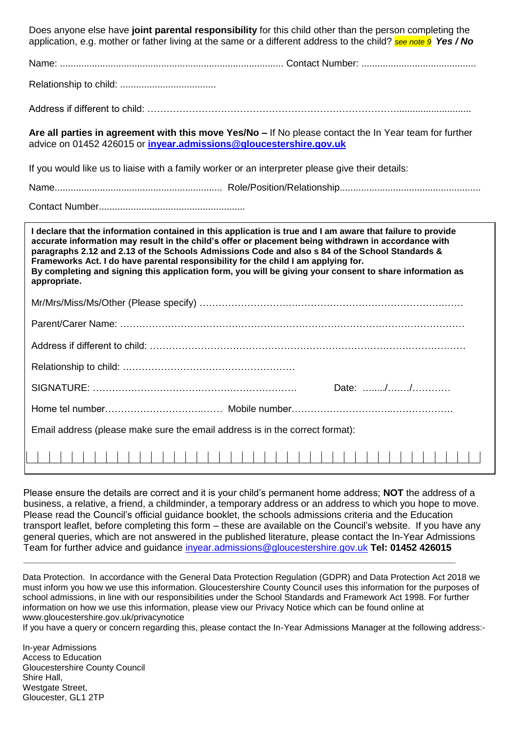Does anyone else have **joint parental responsibility** for this child other than the person completing the application, e.g. mother or father living at the same or a different address to the child? *see note 9* ***Yes / No***

Name: .................................................................................... Contact Number: ...........................................

Relationship to child: ....................................

Address if different to child: ……………………………………………………………………….............................

**Are all parties in agreement with this move Yes/No –** If No please contact the In Year team for further advice on 01452 426015 or **inyear.admissions@gloucestershire.gov.uk**

If you would like us to liaise with a family worker or an interpreter please give their details:

Name.............................................................. Role/Position/Relationship....................................................

Contact Number......................................................

**I declare that the information contained in this application is true and I am aware that failure to provide accurate information may result in the child's offer or placement being withdrawn in accordance with paragraphs 2.12 and 2.13 of the Schools Admissions Code and also s 84 of the School Standards & Frameworks Act. I do have parental responsibility for the child I am applying for.**
**By completing and signing this application form, you will be giving your consent to share information as appropriate.**

Mr/Mrs/Miss/Ms/Other (Please specify) ………………………………………………………………………………

Parent/Carer Name: …………………………………………………………………………………………………

Address if different to child: …………………………………………………………………………………….

Relationship to child: ………………………………………………

SIGNATURE: ………………………………………………………… Date: ….../……/…………

Home tel number……………………………… Mobile number…………………………..……………….

Email address (please make sure the email address is in the correct format):

| | | | | | | | | | | | | | | | | | | | | | | | | | | | | | | | | | | | | | | | |
|---|---|---|---|---|---|---|---|---|---|---|---|---|---|---|---|---|---|---|---|---|---|---|---|---|---|---|---|---|---|---|---|---|---|---|---|---|---|---|---|

Please ensure the details are correct and it is your child's permanent home address; **NOT** the address of a business, a relative, a friend, a childminder, a temporary address or an address to which you hope to move. Please read the Council's official guidance booklet, the schools admissions criteria and the Education transport leaflet, before completing this form – these are available on the Council's website. If you have any general queries, which are not answered in the published literature, please contact the In-Year Admissions Team for further advice and guidance inyear.admissions@gloucestershire.gov.uk **Tel: 01452 426015**

Data Protection. In accordance with the General Data Protection Regulation (GDPR) and Data Protection Act 2018 we must inform you how we use this information. Gloucestershire County Council uses this information for the purposes of school admissions, in line with our responsibilities under the School Standards and Framework Act 1998. For further information on how we use this information, please view our Privacy Notice which can be found online at www.gloucestershire.gov.uk/privacynotice
If you have a query or concern regarding this, please contact the In-Year Admissions Manager at the following address:-

In-year Admissions
Access to Education
Gloucestershire County Council
Shire Hall,
Westgate Street,
Gloucester, GL1 2TP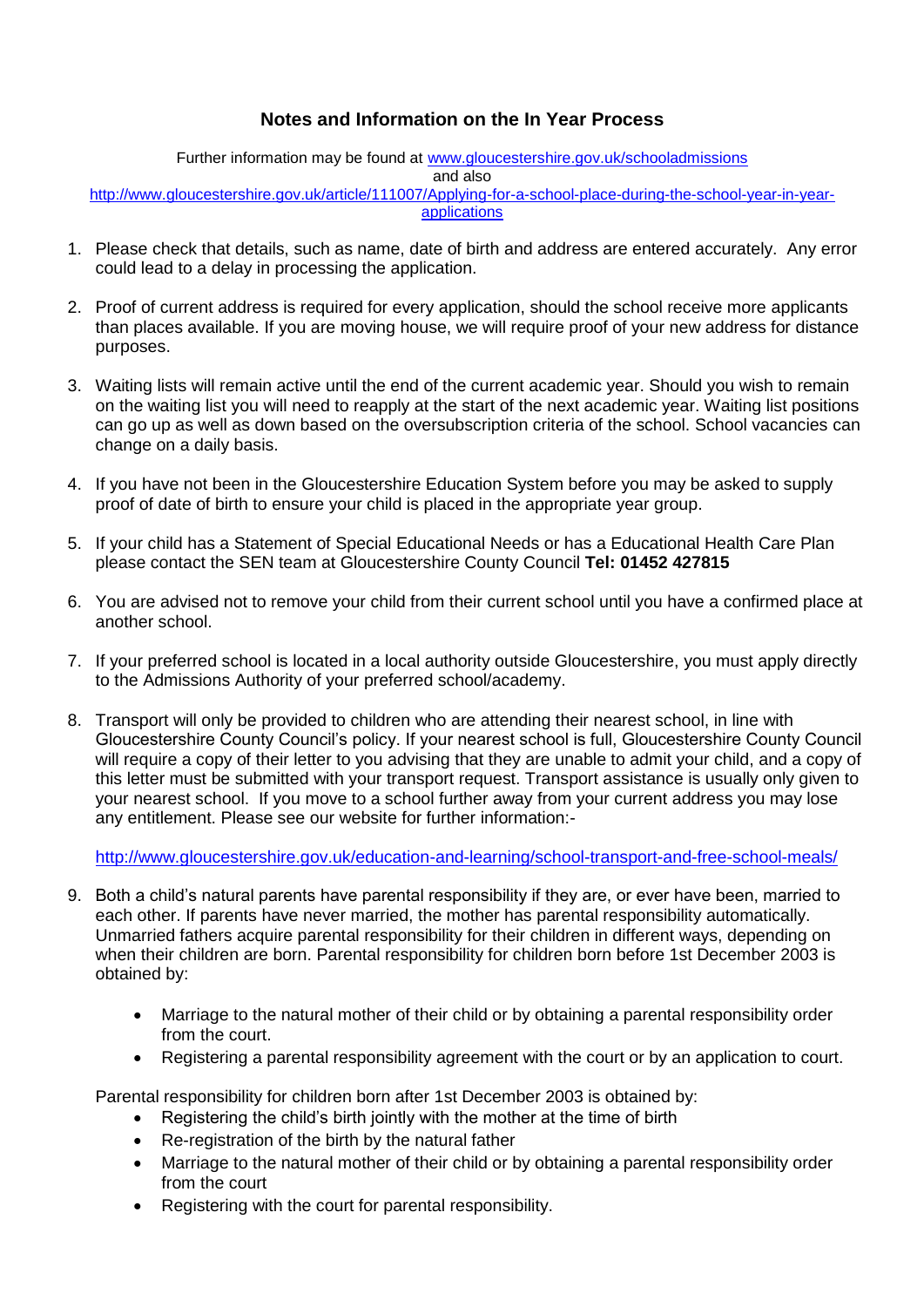# Notes and Information on the In Year Process

Further information may be found at [www.gloucestershire.gov.uk/schooladmissions](http://www.gloucestershire.gov.uk/schooladmissions)
and also
[http://www.gloucestershire.gov.uk/article/111007/Applying-for-a-school-place-during-the-school-year-in-year-applications](http://www.gloucestershire.gov.uk/article/111007/Applying-for-a-school-place-during-the-school-year-in-year-applications)

1. Please check that details, such as name, date of birth and address are entered accurately. Any error could lead to a delay in processing the application.

2. Proof of current address is required for every application, should the school receive more applicants than places available. If you are moving house, we will require proof of your new address for distance purposes.

3. Waiting lists will remain active until the end of the current academic year. Should you wish to remain on the waiting list you will need to reapply at the start of the next academic year. Waiting list positions can go up as well as down based on the oversubscription criteria of the school. School vacancies can change on a daily basis.

4. If you have not been in the Gloucestershire Education System before you may be asked to supply proof of date of birth to ensure your child is placed in the appropriate year group.

5. If your child has a Statement of Special Educational Needs or has a Educational Health Care Plan please contact the SEN team at Gloucestershire County Council **Tel: 01452 427815**

6. You are advised not to remove your child from their current school until you have a confirmed place at another school.

7. If your preferred school is located in a local authority outside Gloucestershire, you must apply directly to the Admissions Authority of your preferred school/academy.

8. Transport will only be provided to children who are attending their nearest school, in line with Gloucestershire County Council's policy. If your nearest school is full, Gloucestershire County Council will require a copy of their letter to you advising that they are unable to admit your child, and a copy of this letter must be submitted with your transport request. Transport assistance is usually only given to your nearest school. If you move to a school further away from your current address you may lose any entitlement. Please see our website for further information:-

   [http://www.gloucestershire.gov.uk/education-and-learning/school-transport-and-free-school-meals/](http://www.gloucestershire.gov.uk/education-and-learning/school-transport-and-free-school-meals/)

9. Both a child's natural parents have parental responsibility if they are, or ever have been, married to each other. If parents have never married, the mother has parental responsibility automatically. Unmarried fathers acquire parental responsibility for their children in different ways, depending on when their children are born. Parental responsibility for children born before 1st December 2003 is obtained by:

   - Marriage to the natural mother of their child or by obtaining a parental responsibility order from the court.
   - Registering a parental responsibility agreement with the court or by an application to court.

   Parental responsibility for children born after 1st December 2003 is obtained by:
   - Registering the child's birth jointly with the mother at the time of birth
   - Re-registration of the birth by the natural father
   - Marriage to the natural mother of their child or by obtaining a parental responsibility order from the court
   - Registering with the court for parental responsibility.